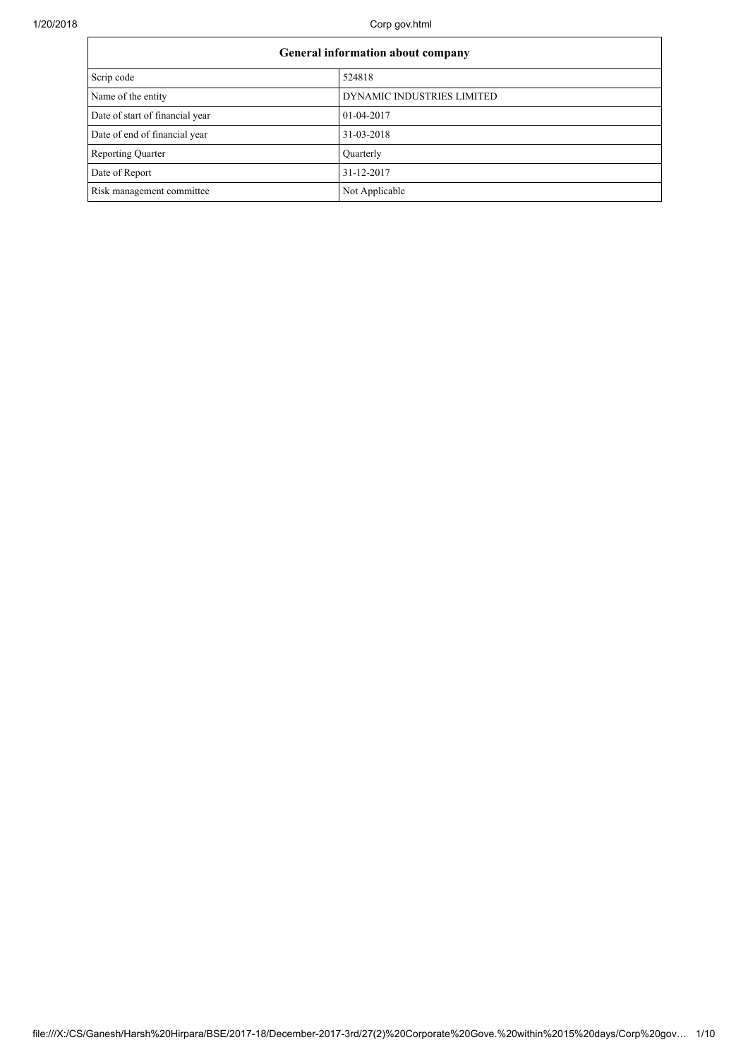| General information about company | |
|---|---|
| Scrip code | 524818 |
| Name of the entity | DYNAMIC INDUSTRIES LIMITED |
| Date of start of financial year | 01-04-2017 |
| Date of end of financial year | 31-03-2018 |
| Reporting Quarter | Quarterly |
| Date of Report | 31-12-2017 |
| Risk management committee | Not Applicable |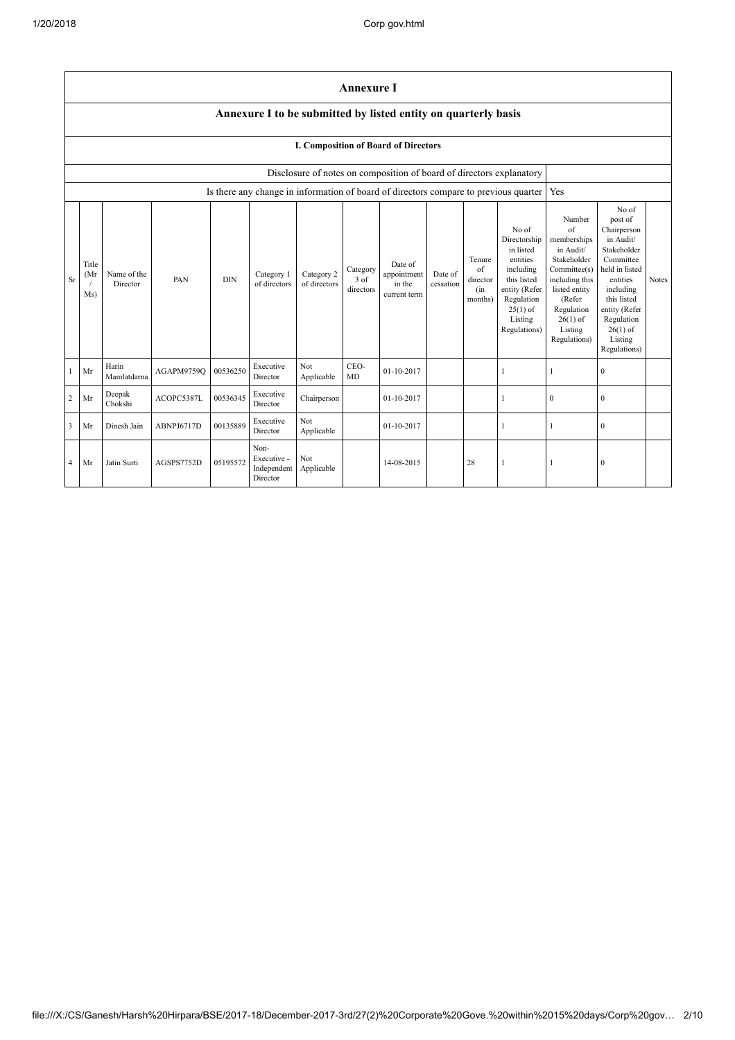# Annexure I

## Annexure I to be submitted by listed entity on quarterly basis

### I. Composition of Board of Directors

| Disclosure of notes on composition of board of directors explanatory | |
|---|---|
| Is there any change in information of board of directors compare to previous quarter | Yes |

| Sr | Title (Mr / Ms) | Name of the Director | PAN | DIN | Category 1 of directors | Category 2 of directors | Category 3 of directors | Date of appointment in the current term | Date of cessation | Tenure of director (in months) | No of Directorship in listed entities including this listed entity (Refer Regulation 25(1) of Listing Regulations) | Number of memberships in Audit/ Stakeholder Committee(s) including this listed entity (Refer Regulation 26(1) of Listing Regulations) | No of post of Chairperson in Audit/ Stakeholder Committee held in listed entities including this listed entity (Refer Regulation 26(1) of Listing Regulations) | Notes |
|---|---|---|---|---|---|---|---|---|---|---|---|---|---|---|
| 1 | Mr | Harin Mamlatdarna | AGAPM9759Q | 00536250 | Executive Director | Not Applicable | CEO-MD | 01-10-2017 | | | 1 | 1 | 0 | |
| 2 | Mr | Deepak Chokshi | ACOPC5387L | 00536345 | Executive Director | Chairperson | | 01-10-2017 | | | 1 | 0 | 0 | |
| 3 | Mr | Dinesh Jain | ABNPJ6717D | 00135889 | Executive Director | Not Applicable | | 01-10-2017 | | | 1 | 1 | 0 | |
| 4 | Mr | Jatin Surti | AGSPS7752D | 05195572 | Non-Executive - Independent Director | Not Applicable | | 14-08-2015 | | 28 | 1 | 1 | 0 | |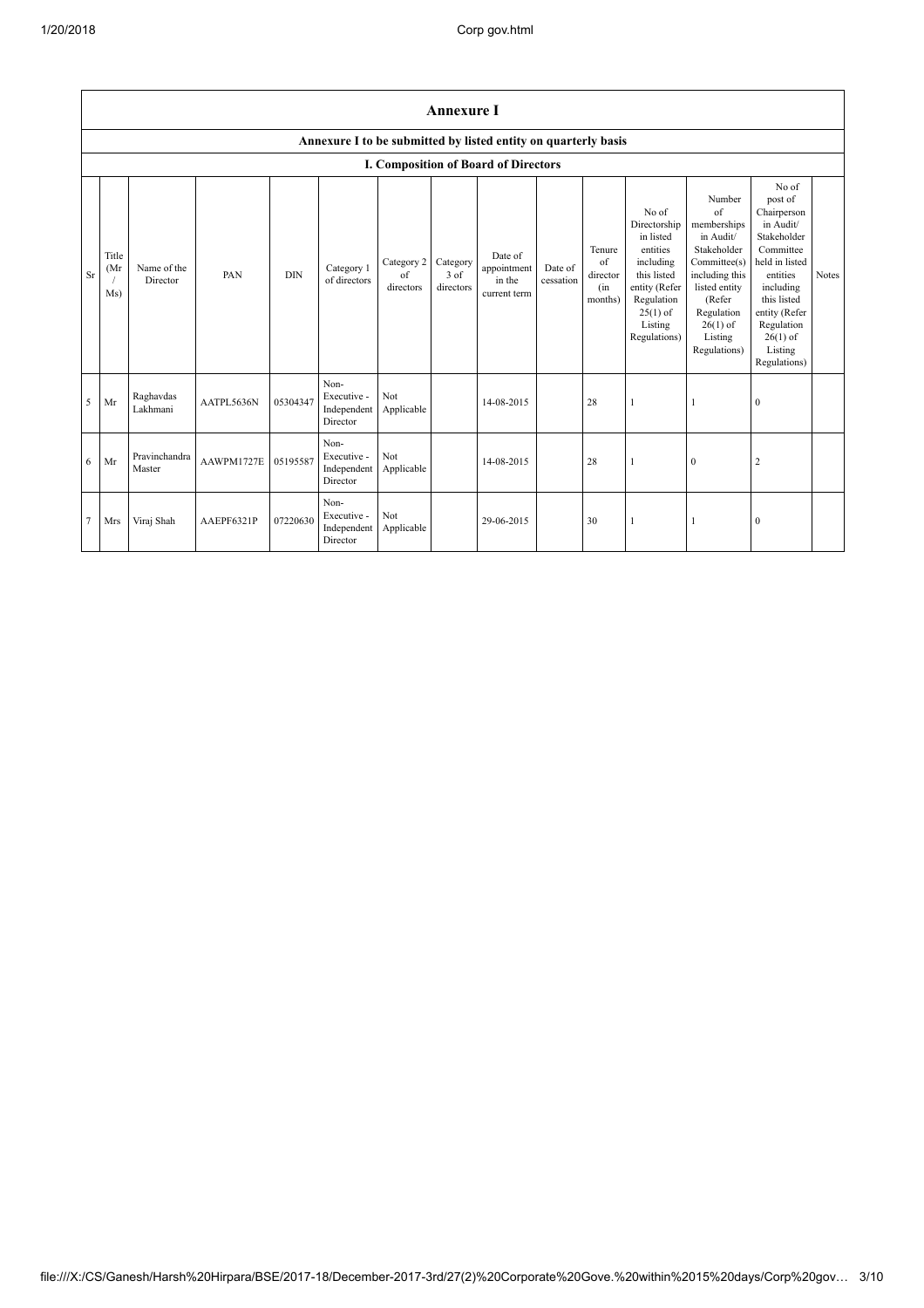# Annexure I

## Annexure I to be submitted by listed entity on quarterly basis

### I. Composition of Board of Directors

| Sr | Title (Mr / Ms) | Name of the Director | PAN | DIN | Category 1 of directors | Category 2 of directors | Category 3 of directors | Date of appointment in the current term | Date of cessation | Tenure of director (in months) | No of Directorship in listed entities including this listed entity (Refer Regulation 25(1) of Listing Regulations) | Number of memberships in Audit/ Stakeholder Committee(s) including this listed entity (Refer Regulation 26(1) of Listing Regulations) | No of post of Chairperson in Audit/ Stakeholder Committee held in listed entities including this listed entity (Refer Regulation 26(1) of Listing Regulations) | Notes |
|---|---|---|---|---|---|---|---|---|---|---|---|---|---|---|
| 5 | Mr | Raghavdas Lakhmani | AATPL5636N | 05304347 | Non-Executive - Independent Director | Not Applicable | | 14-08-2015 | | 28 | 1 | 1 | 0 | |
| 6 | Mr | Pravinchandra Master | AAWPM1727E | 05195587 | Non-Executive - Independent Director | Not Applicable | | 14-08-2015 | | 28 | 1 | 0 | 2 | |
| 7 | Mrs | Viraj Shah | AAEPF6321P | 07220630 | Non-Executive - Independent Director | Not Applicable | | 29-06-2015 | | 30 | 1 | 1 | 0 | |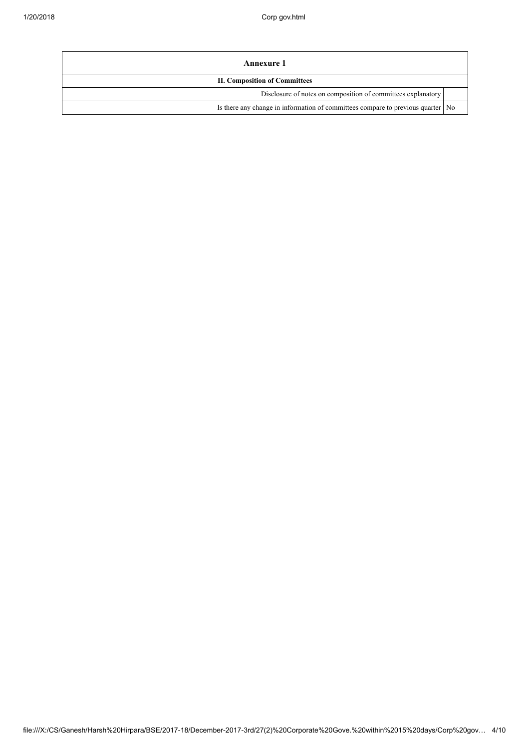| Annexure 1 | |
|---|---|
| **II. Composition of Committees** | |
| Disclosure of notes on composition of committees explanatory | |
| Is there any change in information of committees compare to previous quarter | No |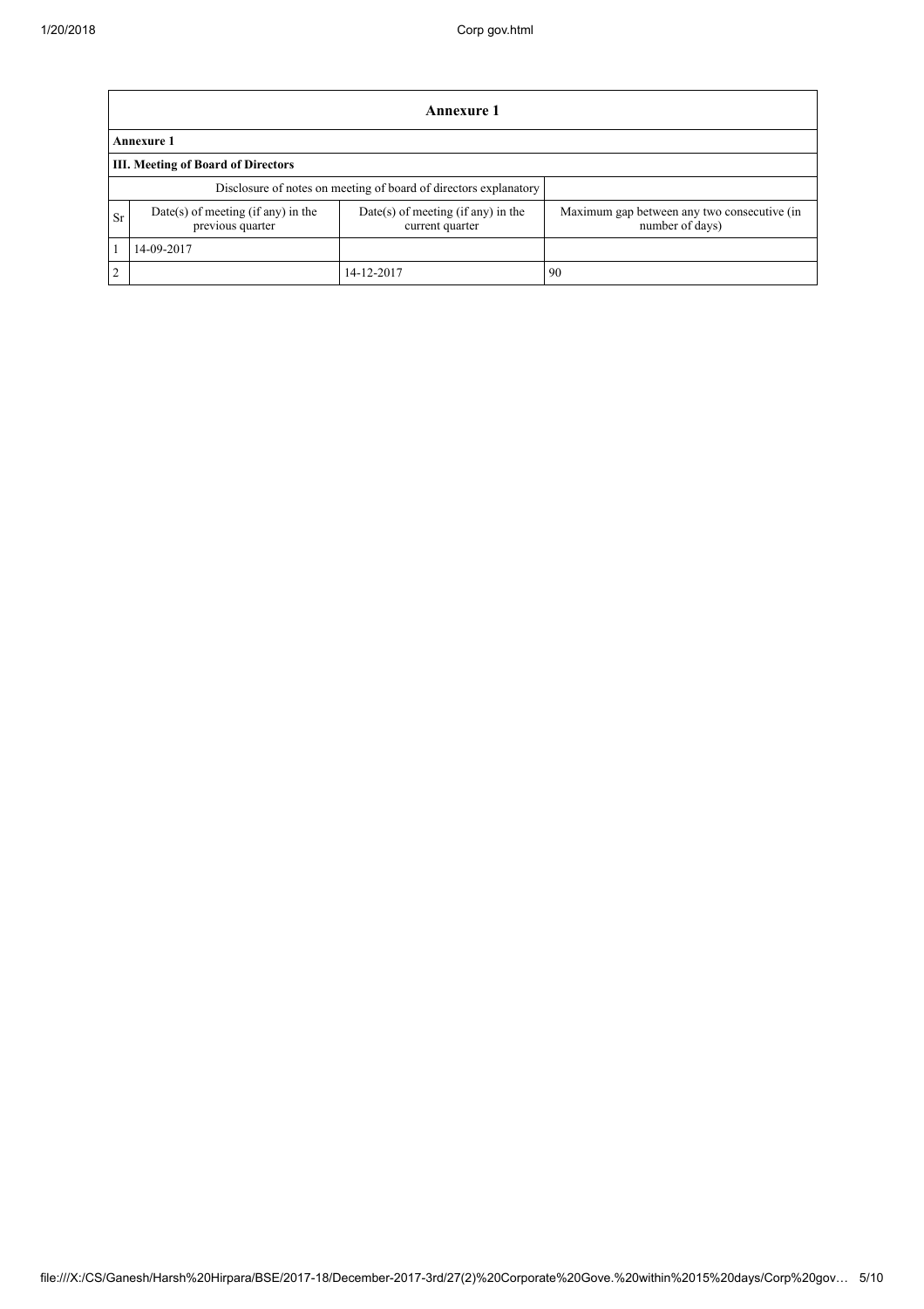| **Annexure 1** | | | |
|---|---|---|---|
| **Annexure 1** | | | |
| **III. Meeting of Board of Directors** | | | |
| Disclosure of notes on meeting of board of directors explanatory | | | |
| Sr | Date(s) of meeting (if any) in the previous quarter | Date(s) of meeting (if any) in the current quarter | Maximum gap between any two consecutive (in number of days) |
| 1 | 14-09-2017 | | |
| 2 | | 14-12-2017 | 90 |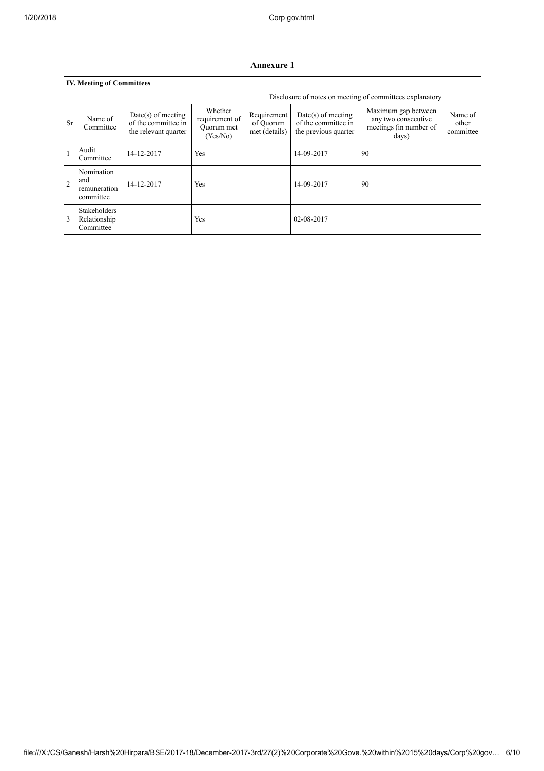## Annexure 1

### IV. Meeting of Committees

Disclosure of notes on meeting of committees explanatory

| Sr | Name of Committee | Date(s) of meeting of the committee in the relevant quarter | Whether requirement of Quorum met (Yes/No) | Requirement of Quorum met (details) | Date(s) of meeting of the committee in the previous quarter | Maximum gap between any two consecutive meetings (in number of days) | Name of other committee |
|---|---|---|---|---|---|---|---|
| 1 | Audit Committee | 14-12-2017 | Yes | | 14-09-2017 | 90 | |
| 2 | Nomination and remuneration committee | 14-12-2017 | Yes | | 14-09-2017 | 90 | |
| 3 | Stakeholders Relationship Committee | | Yes | | 02-08-2017 | | |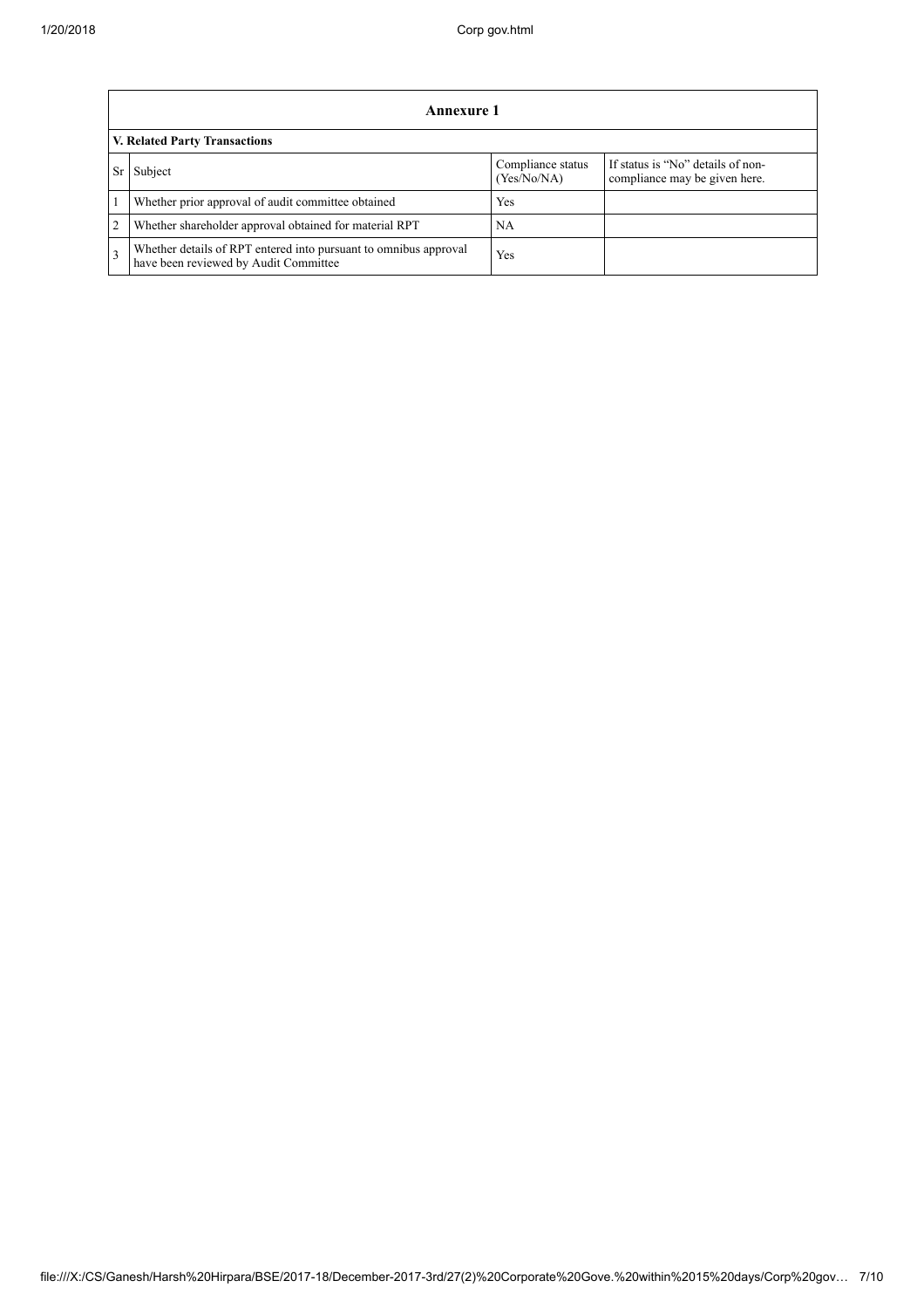## Annexure 1

### V. Related Party Transactions

| Sr | Subject | Compliance status (Yes/No/NA) | If status is "No" details of non-compliance may be given here. |
|---|---|---|---|
| 1 | Whether prior approval of audit committee obtained | Yes | |
| 2 | Whether shareholder approval obtained for material RPT | NA | |
| 3 | Whether details of RPT entered into pursuant to omnibus approval have been reviewed by Audit Committee | Yes | |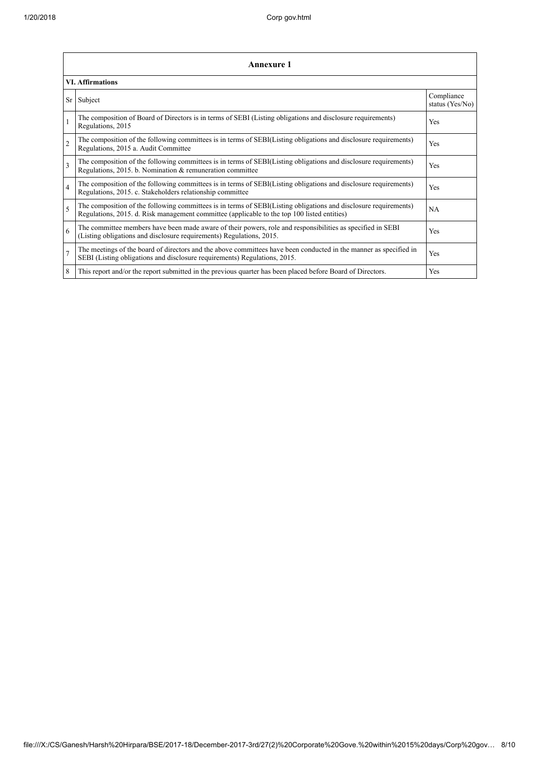## Annexure 1

### VI. Affirmations

| Sr | Subject | Compliance status (Yes/No) |
|---|---|---|
| 1 | The composition of Board of Directors is in terms of SEBI (Listing obligations and disclosure requirements) Regulations, 2015 | Yes |
| 2 | The composition of the following committees is in terms of SEBI(Listing obligations and disclosure requirements) Regulations, 2015 a. Audit Committee | Yes |
| 3 | The composition of the following committees is in terms of SEBI(Listing obligations and disclosure requirements) Regulations, 2015. b. Nomination & remuneration committee | Yes |
| 4 | The composition of the following committees is in terms of SEBI(Listing obligations and disclosure requirements) Regulations, 2015. c. Stakeholders relationship committee | Yes |
| 5 | The composition of the following committees is in terms of SEBI(Listing obligations and disclosure requirements) Regulations, 2015. d. Risk management committee (applicable to the top 100 listed entities) | NA |
| 6 | The committee members have been made aware of their powers, role and responsibilities as specified in SEBI (Listing obligations and disclosure requirements) Regulations, 2015. | Yes |
| 7 | The meetings of the board of directors and the above committees have been conducted in the manner as specified in SEBI (Listing obligations and disclosure requirements) Regulations, 2015. | Yes |
| 8 | This report and/or the report submitted in the previous quarter has been placed before Board of Directors. | Yes |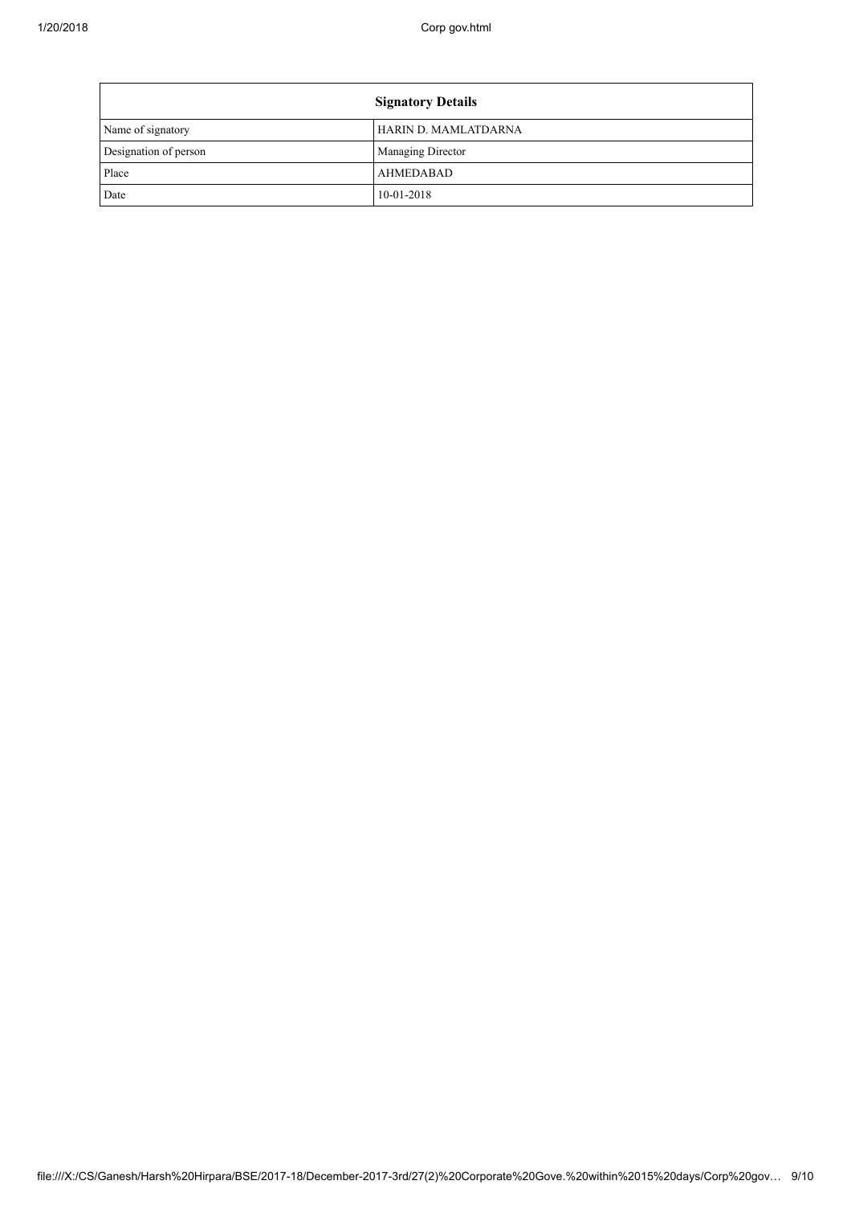| Signatory Details | |
|---|---|
| Name of signatory | HARIN D. MAMLATDARNA |
| Designation of person | Managing Director |
| Place | AHMEDABAD |
| Date | 10-01-2018 |